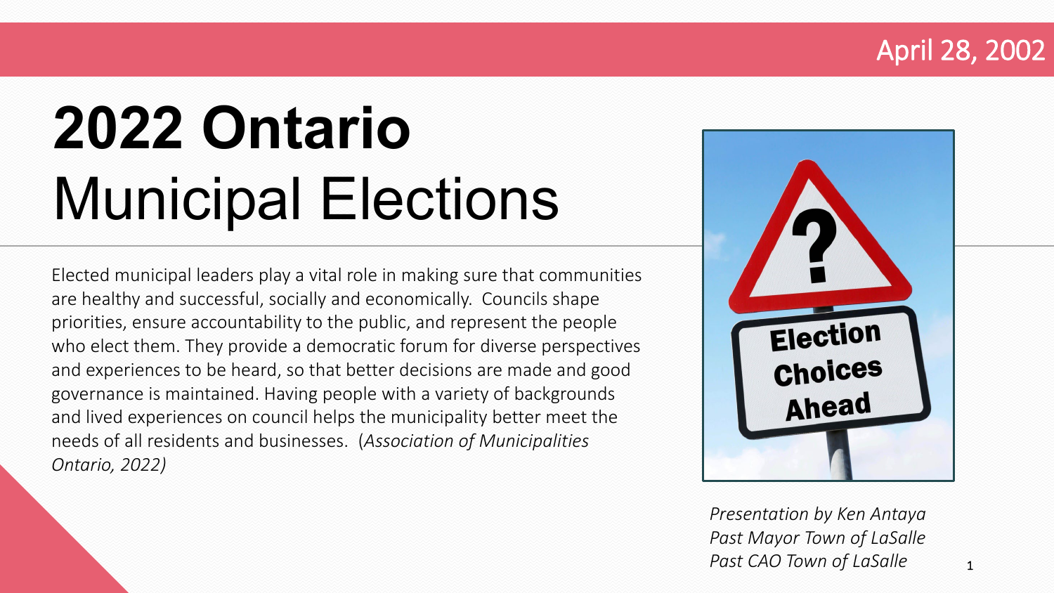April 28, 2002

# **2022 Ontario** Municipal Elections

Elected municipal leaders play a vital role in making sure that communities are healthy and successful, socially and economically. Councils shape priorities, ensure accountability to the public, and represent the people who elect them. They provide a democratic forum for diverse perspectives and experiences to be heard, so that better decisions are made and good governance is maintained. Having people with a variety of backgrounds and lived experiences on council helps the municipality better meet the needs of all residents and businesses. (*Association of Municipalities Ontario, 2022)*

*Presentation by Ken Antaya*
*Past Mayor Town of LaSalle*
*Past CAO Town of LaSalle*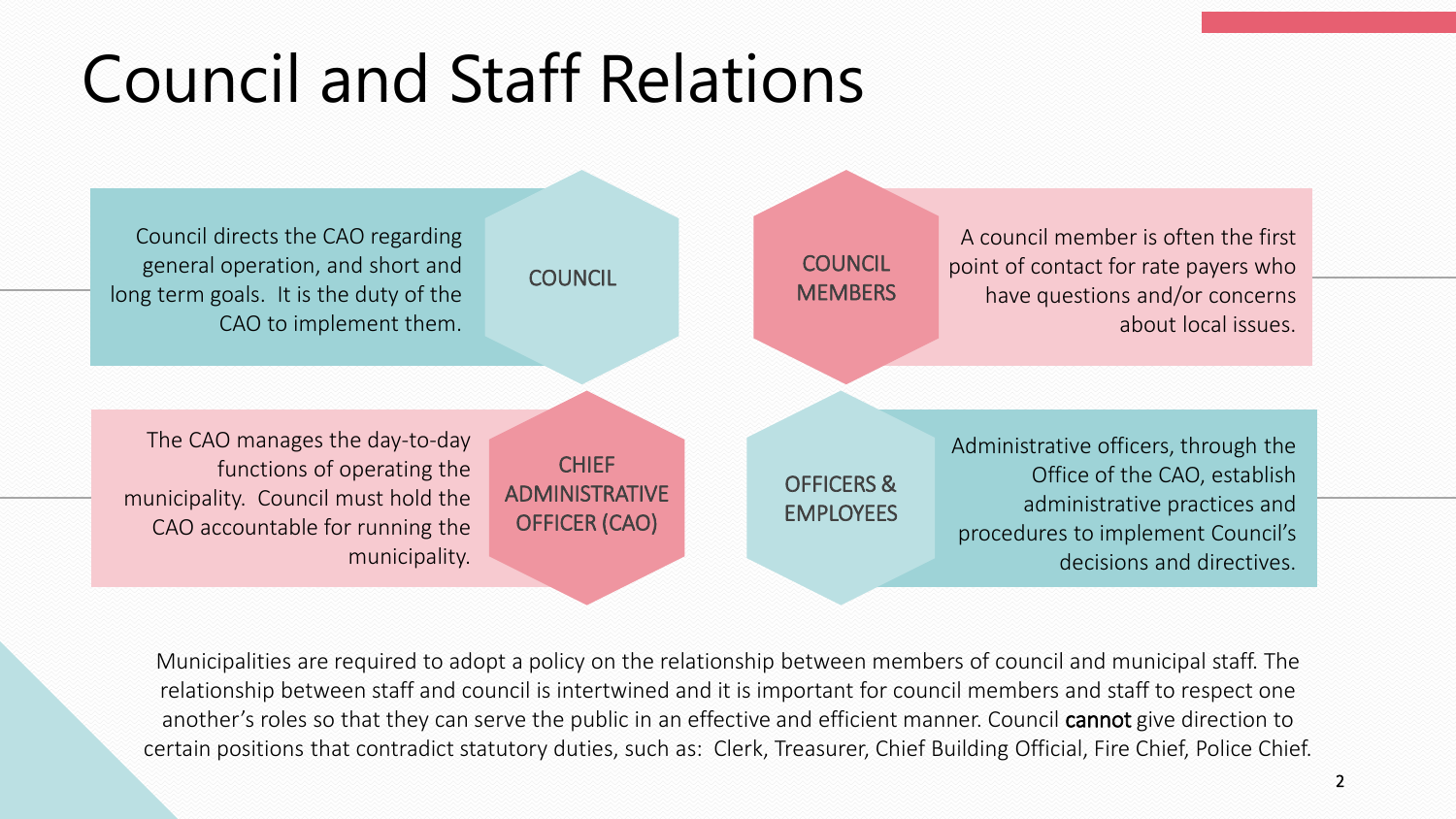# Council and Staff Relations

### COUNCIL

Council directs the CAO regarding general operation, and short and long term goals. It is the duty of the CAO to implement them.

### COUNCIL MEMBERS

A council member is often the first point of contact for rate payers who have questions and/or concerns about local issues.

### CHIEF ADMINISTRATIVE OFFICER (CAO)

The CAO manages the day-to-day functions of operating the municipality. Council must hold the CAO accountable for running the municipality.

### OFFICERS & EMPLOYEES

Administrative officers, through the Office of the CAO, establish administrative practices and procedures to implement Council's decisions and directives.

Municipalities are required to adopt a policy on the relationship between members of council and municipal staff. The relationship between staff and council is intertwined and it is important for council members and staff to respect one another's roles so that they can serve the public in an effective and efficient manner. Council **cannot** give direction to certain positions that contradict statutory duties, such as: Clerk, Treasurer, Chief Building Official, Fire Chief, Police Chief.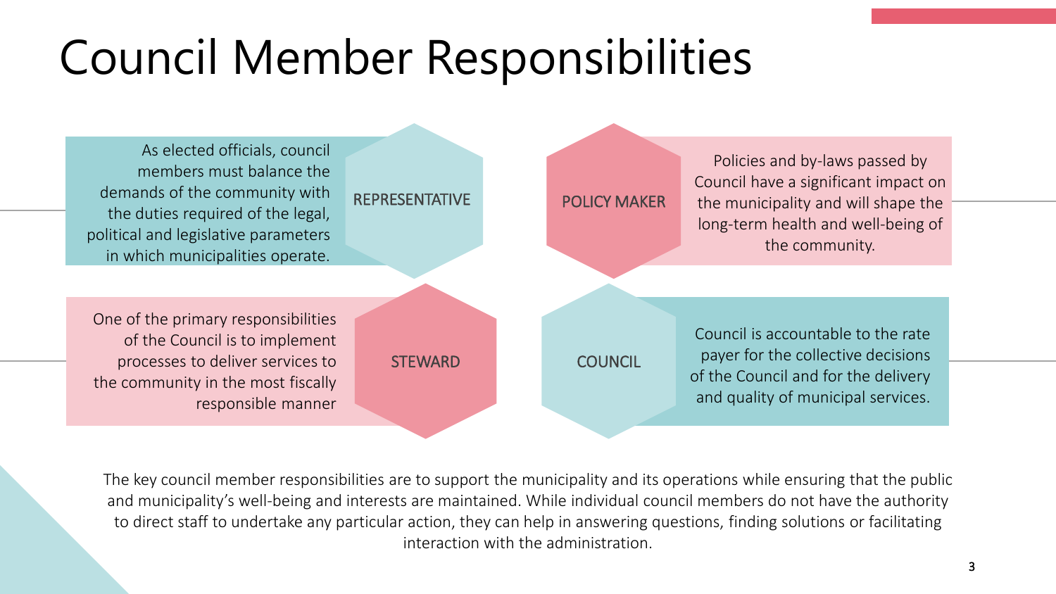# Council Member Responsibilities

**REPRESENTATIVE**

As elected officials, council members must balance the demands of the community with the duties required of the legal, political and legislative parameters in which municipalities operate.

**POLICY MAKER**

Policies and by-laws passed by Council have a significant impact on the municipality and will shape the long-term health and well-being of the community.

**STEWARD**

One of the primary responsibilities of the Council is to implement processes to deliver services to the community in the most fiscally responsible manner

**COUNCIL**

Council is accountable to the rate payer for the collective decisions of the Council and for the delivery and quality of municipal services.

The key council member responsibilities are to support the municipality and its operations while ensuring that the public and municipality's well-being and interests are maintained. While individual council members do not have the authority to direct staff to undertake any particular action, they can help in answering questions, finding solutions or facilitating interaction with the administration.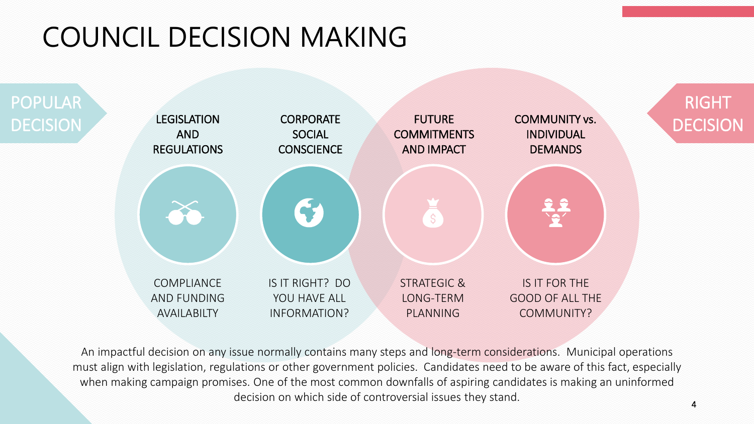# COUNCIL DECISION MAKING

**POPULAR DECISION**

**RIGHT DECISION**

| LEGISLATION AND REGULATIONS | CORPORATE SOCIAL CONSCIENCE | FUTURE COMMITMENTS AND IMPACT | COMMUNITY vs. INDIVIDUAL DEMANDS |
| --- | --- | --- | --- |
| COMPLIANCE AND FUNDING AVAILABILTY | IS IT RIGHT? DO YOU HAVE ALL INFORMATION? | STRATEGIC & LONG-TERM PLANNING | IS IT FOR THE GOOD OF ALL THE COMMUNITY? |

An impactful decision on any issue normally contains many steps and long-term considerations. Municipal operations must align with legislation, regulations or other government policies. Candidates need to be aware of this fact, especially when making campaign promises. One of the most common downfalls of aspiring candidates is making an uninformed decision on which side of controversial issues they stand.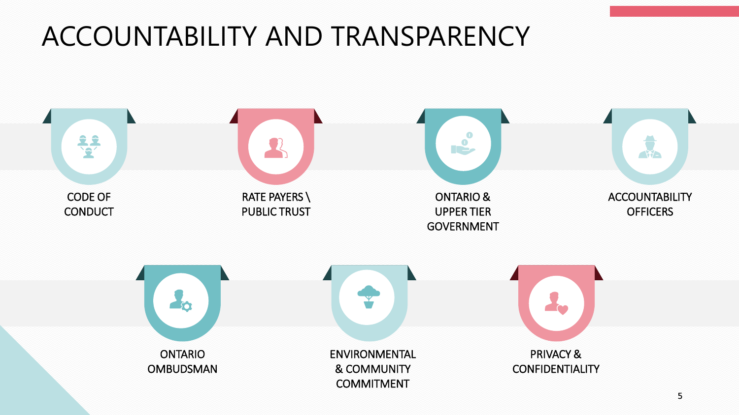# ACCOUNTABILITY AND TRANSPARENCY

- CODE OF CONDUCT
- RATE PAYERS \ PUBLIC TRUST
- ONTARIO & UPPER TIER GOVERNMENT
- ACCOUNTABILITY OFFICERS
- ONTARIO OMBUDSMAN
- ENVIRONMENTAL & COMMUNITY COMMITMENT
- PRIVACY & CONFIDENTIALITY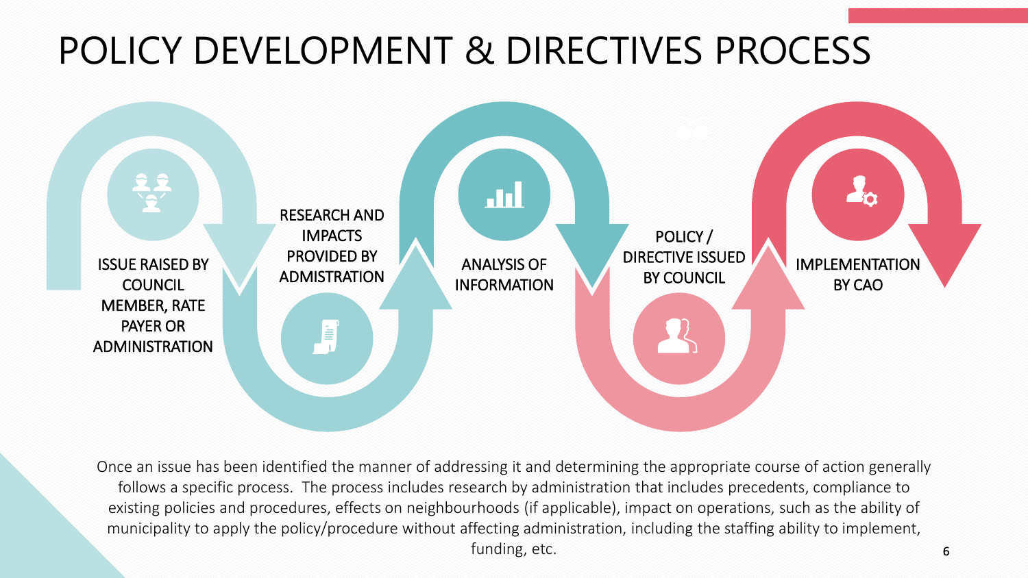# POLICY DEVELOPMENT & DIRECTIVES PROCESS

1. ISSUE RAISED BY COUNCIL MEMBER, RATE PAYER OR ADMINISTRATION
2. RESEARCH AND IMPACTS PROVIDED BY ADMISTRATION
3. ANALYSIS OF INFORMATION
4. POLICY / DIRECTIVE ISSUED BY COUNCIL
5. IMPLEMENTATION BY CAO

Once an issue has been identified the manner of addressing it and determining the appropriate course of action generally follows a specific process. The process includes research by administration that includes precedents, compliance to existing policies and procedures, effects on neighbourhoods (if applicable), impact on operations, such as the ability of municipality to apply the policy/procedure without affecting administration, including the staffing ability to implement, funding, etc.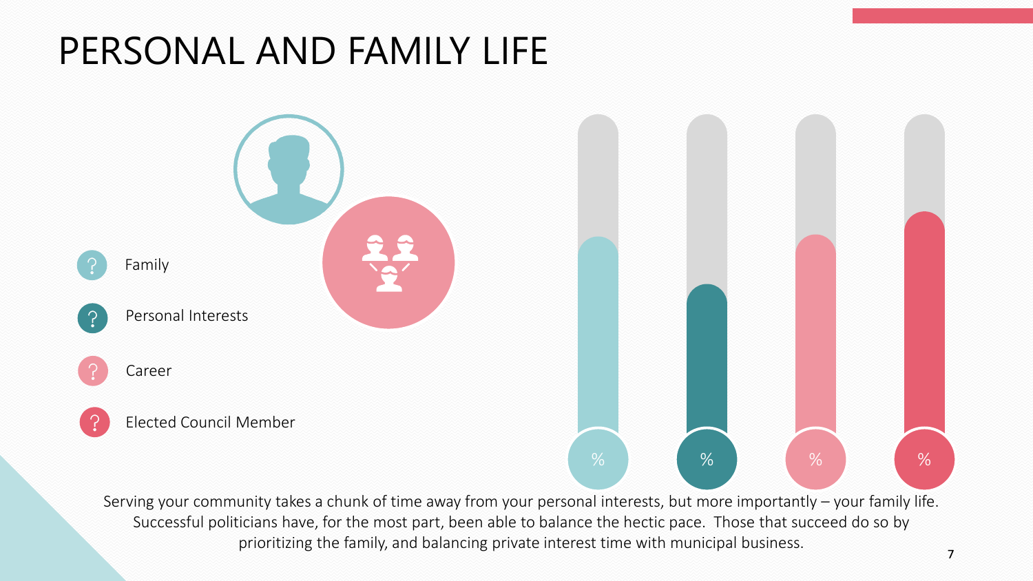# PERSONAL AND FAMILY LIFE

- Family
- Personal Interests
- Career
- Elected Council Member

Serving your community takes a chunk of time away from your personal interests, but more importantly – your family life. Successful politicians have, for the most part, been able to balance the hectic pace. Those that succeed do so by prioritizing the family, and balancing private interest time with municipal business.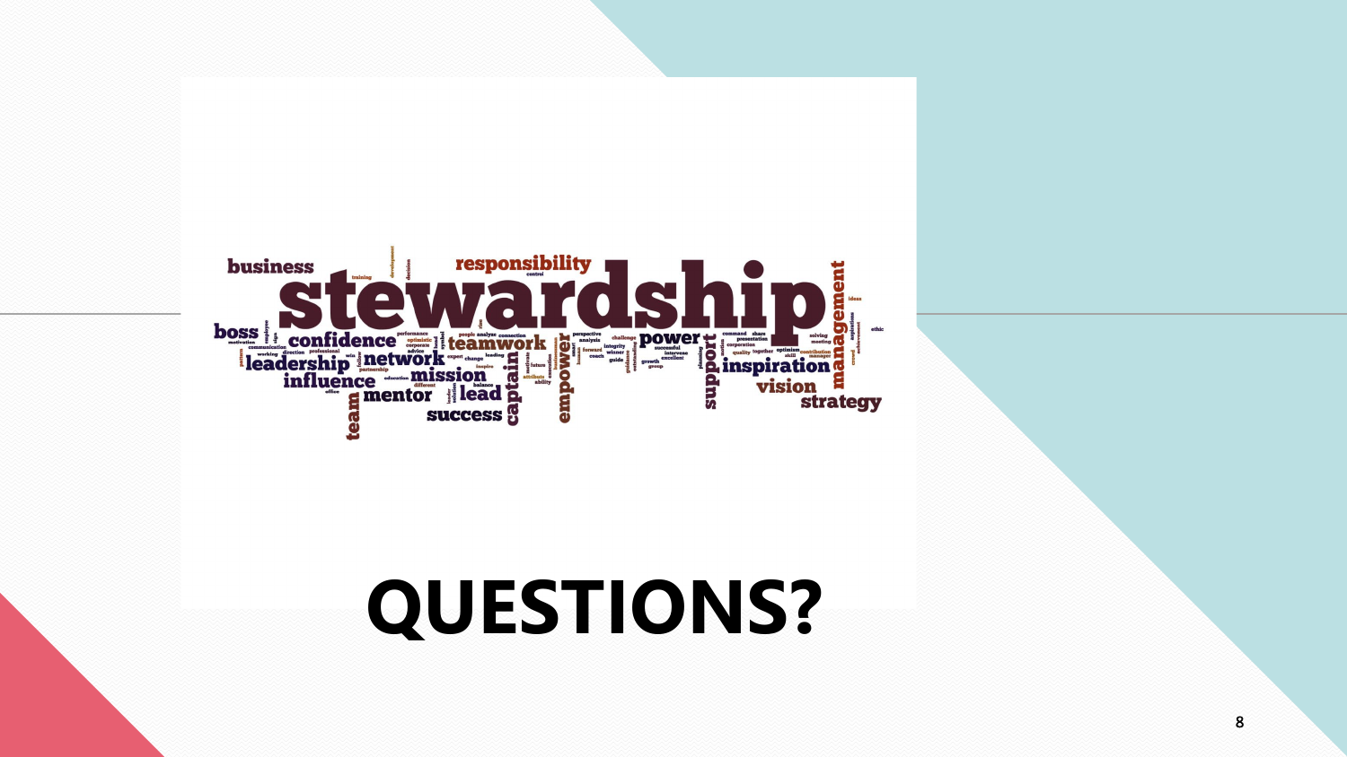# QUESTIONS?